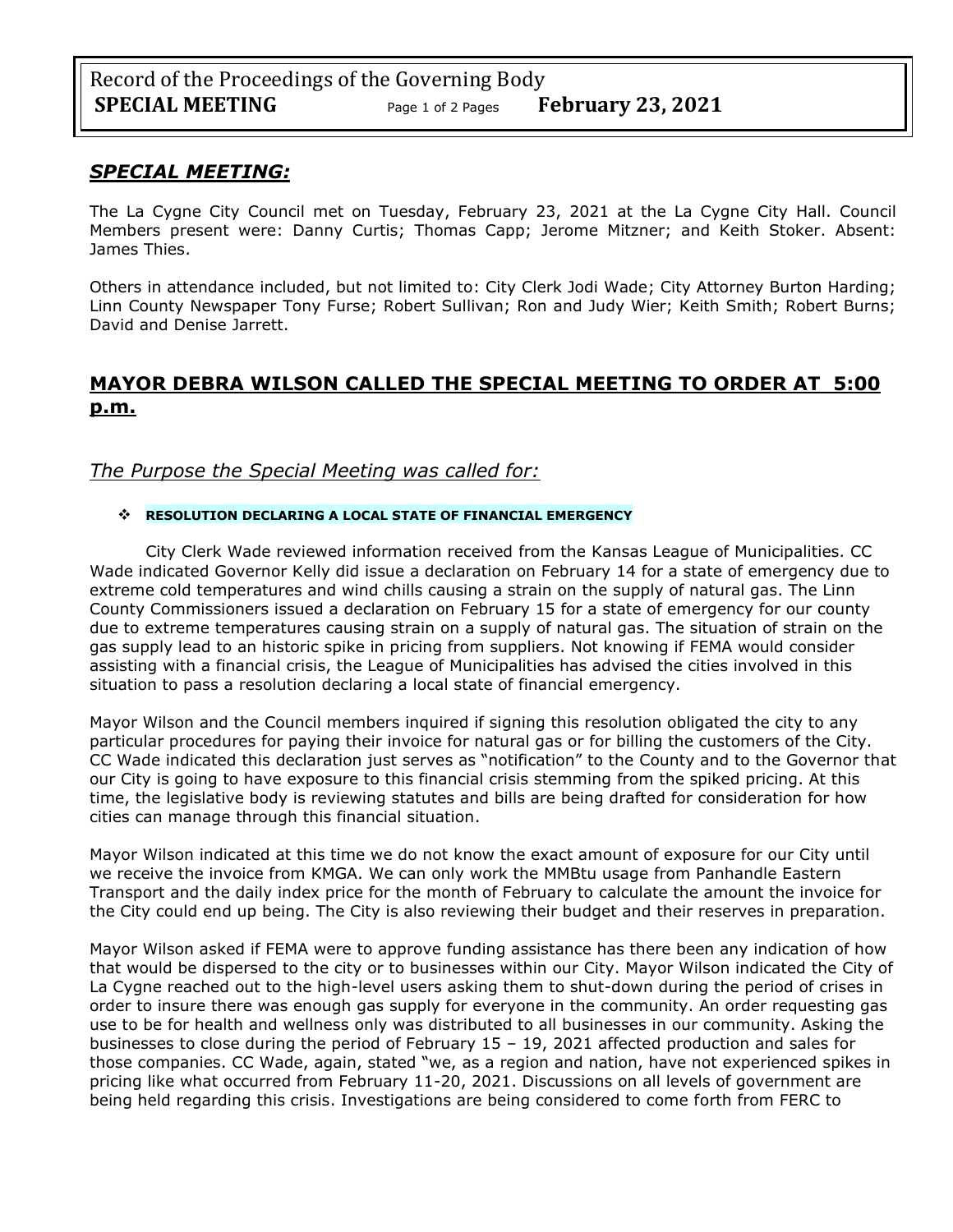## *SPECIAL MEETING:*

The La Cygne City Council met on Tuesday, February 23, 2021 at the La Cygne City Hall. Council Members present were: Danny Curtis; Thomas Capp; Jerome Mitzner; and Keith Stoker. Absent: James Thies.

Others in attendance included, but not limited to: City Clerk Jodi Wade; City Attorney Burton Harding; Linn County Newspaper Tony Furse; Robert Sullivan; Ron and Judy Wier; Keith Smith; Robert Burns; David and Denise Jarrett.

## **MAYOR DEBRA WILSON CALLED THE SPECIAL MEETING TO ORDER AT 5:00 p.m.**

### *The Purpose the Special Meeting was called for:*

- **RESOLUTION DECLARING A LOCAL STATE OF FINANCIAL EMERGENCY**

City Clerk Wade reviewed information received from the Kansas League of Municipalities. CC Wade indicated Governor Kelly did issue a declaration on February 14 for a state of emergency due to extreme cold temperatures and wind chills causing a strain on the supply of natural gas. The Linn County Commissioners issued a declaration on February 15 for a state of emergency for our county due to extreme temperatures causing strain on a supply of natural gas. The situation of strain on the gas supply lead to an historic spike in pricing from suppliers. Not knowing if FEMA would consider assisting with a financial crisis, the League of Municipalities has advised the cities involved in this situation to pass a resolution declaring a local state of financial emergency.

Mayor Wilson and the Council members inquired if signing this resolution obligated the city to any particular procedures for paying their invoice for natural gas or for billing the customers of the City. CC Wade indicated this declaration just serves as "notification" to the County and to the Governor that our City is going to have exposure to this financial crisis stemming from the spiked pricing. At this time, the legislative body is reviewing statutes and bills are being drafted for consideration for how cities can manage through this financial situation.

Mayor Wilson indicated at this time we do not know the exact amount of exposure for our City until we receive the invoice from KMGA. We can only work the MMBtu usage from Panhandle Eastern Transport and the daily index price for the month of February to calculate the amount the invoice for the City could end up being. The City is also reviewing their budget and their reserves in preparation.

Mayor Wilson asked if FEMA were to approve funding assistance has there been any indication of how that would be dispersed to the city or to businesses within our City. Mayor Wilson indicated the City of La Cygne reached out to the high-level users asking them to shut-down during the period of crises in order to insure there was enough gas supply for everyone in the community. An order requesting gas use to be for health and wellness only was distributed to all businesses in our community. Asking the businesses to close during the period of February 15 – 19, 2021 affected production and sales for those companies. CC Wade, again, stated "we, as a region and nation, have not experienced spikes in pricing like what occurred from February 11-20, 2021. Discussions on all levels of government are being held regarding this crisis. Investigations are being considered to come forth from FERC to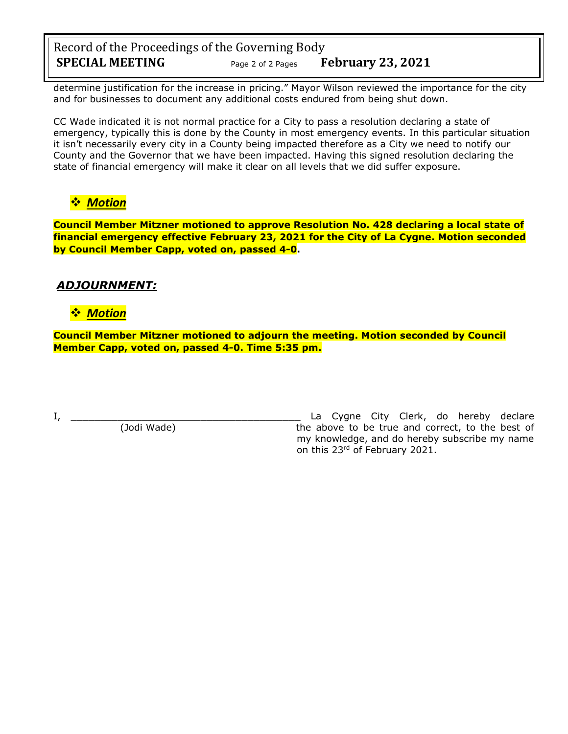determine justification for the increase in pricing." Mayor Wilson reviewed the importance for the city and for businesses to document any additional costs endured from being shut down.

CC Wade indicated it is not normal practice for a City to pass a resolution declaring a state of emergency, typically this is done by the County in most emergency events. In this particular situation it isn't necessarily every city in a County being impacted therefore as a City we need to notify our County and the Governor that we have been impacted. Having this signed resolution declaring the state of financial emergency will make it clear on all levels that we did suffer exposure.

❖ ***Motion***

**Council Member Mitzner motioned to approve Resolution No. 428 declaring a local state of financial emergency effective February 23, 2021 for the City of La Cygne. Motion seconded by Council Member Capp, voted on, passed 4-0.**

## *ADJOURNMENT:*

❖ ***Motion***

**Council Member Mitzner motioned to adjourn the meeting. Motion seconded by Council Member Capp, voted on, passed 4-0. Time 5:35 pm.**

I, _______________________________________ La Cygne City Clerk, do hereby declare the above to be true and correct, to the best of my knowledge, and do hereby subscribe my name on this 23rd of February 2021.

(Jodi Wade)